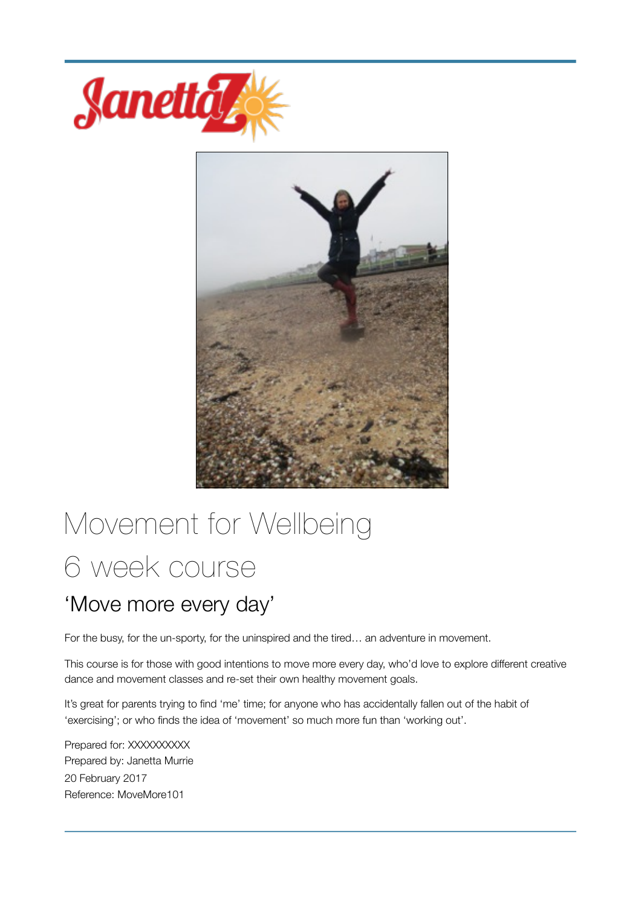# Movement for Wellbeing

# 6 week course

## 'Move more every day'

For the busy, for the un-sporty, for the uninspired and the tired… an adventure in movement.

This course is for those with good intentions to move more every day, who'd love to explore different creative dance and movement classes and re-set their own healthy movement goals.

It's great for parents trying to find 'me' time; for anyone who has accidentally fallen out of the habit of 'exercising'; or who finds the idea of 'movement' so much more fun than 'working out'.

Prepared for: XXXXXXXXXX
Prepared by: Janetta Murrie
20 February 2017
Reference: MoveMore101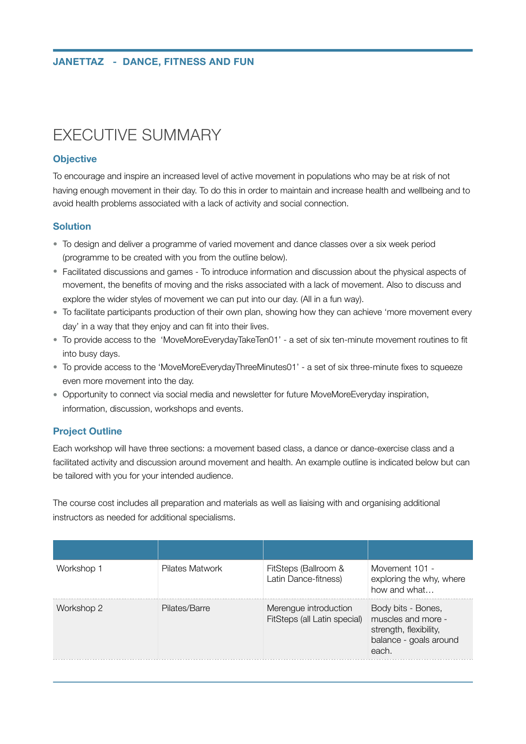# EXECUTIVE SUMMARY

### Objective

To encourage and inspire an increased level of active movement in populations who may be at risk of not having enough movement in their day. To do this in order to maintain and increase health and wellbeing and to avoid health problems associated with a lack of activity and social connection.

### Solution

- To design and deliver a programme of varied movement and dance classes over a six week period (programme to be created with you from the outline below).
- Facilitated discussions and games - To introduce information and discussion about the physical aspects of movement, the benefits of moving and the risks associated with a lack of movement. Also to discuss and explore the wider styles of movement we can put into our day. (All in a fun way).
- To facilitate participants production of their own plan, showing how they can achieve 'more movement every day' in a way that they enjoy and can fit into their lives.
- To provide access to the 'MoveMoreEverydayTakeTen01' - a set of six ten-minute movement routines to fit into busy days.
- To provide access to the 'MoveMoreEverydayThreeMinutes01' - a set of six three-minute fixes to squeeze even more movement into the day.
- Opportunity to connect via social media and newsletter for future MoveMoreEveryday inspiration, information, discussion, workshops and events.

### Project Outline

Each workshop will have three sections: a movement based class, a dance or dance-exercise class and a facilitated activity and discussion around movement and health. An example outline is indicated below but can be tailored with you for your intended audience.

The course cost includes all preparation and materials as well as liaising with and organising additional instructors as needed for additional specialisms.

| | | | |
|---|---|---|---|
| Workshop 1 | Pilates Matwork | FitSteps (Ballroom & Latin Dance-fitness) | Movement 101 - exploring the why, where how and what… |
| Workshop 2 | Pilates/Barre | Merengue introduction FitSteps (all Latin special) | Body bits - Bones, muscles and more - strength, flexibility, balance - goals around each. |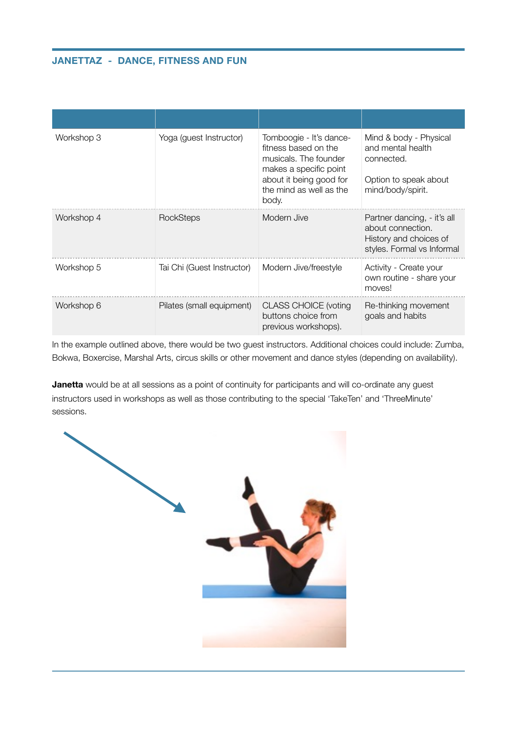| | | | |
|---|---|---|---|
| Workshop 3 | Yoga (guest Instructor) | Tomboogie - It's dance-fitness based on the musicals. The founder makes a specific point about it being good for the mind as well as the body. | Mind & body - Physical and mental health connected.<br><br>Option to speak about mind/body/spirit. |
| Workshop 4 | RockSteps | Modern Jive | Partner dancing, - it's all about connection. History and choices of styles. Formal vs Informal |
| Workshop 5 | Tai Chi (Guest Instructor) | Modern Jive/freestyle | Activity - Create your own routine - share your moves! |
| Workshop 6 | Pilates (small equipment) | CLASS CHOICE (voting buttons choice from previous workshops). | Re-thinking movement goals and habits |

In the example outlined above, there would be two guest instructors. Additional choices could include: Zumba, Bokwa, Boxercise, Marshal Arts, circus skills or other movement and dance styles (depending on availability).

**Janetta** would be at all sessions as a point of continuity for participants and will co-ordinate any guest instructors used in workshops as well as those contributing to the special 'TakeTen' and 'ThreeMinute' sessions.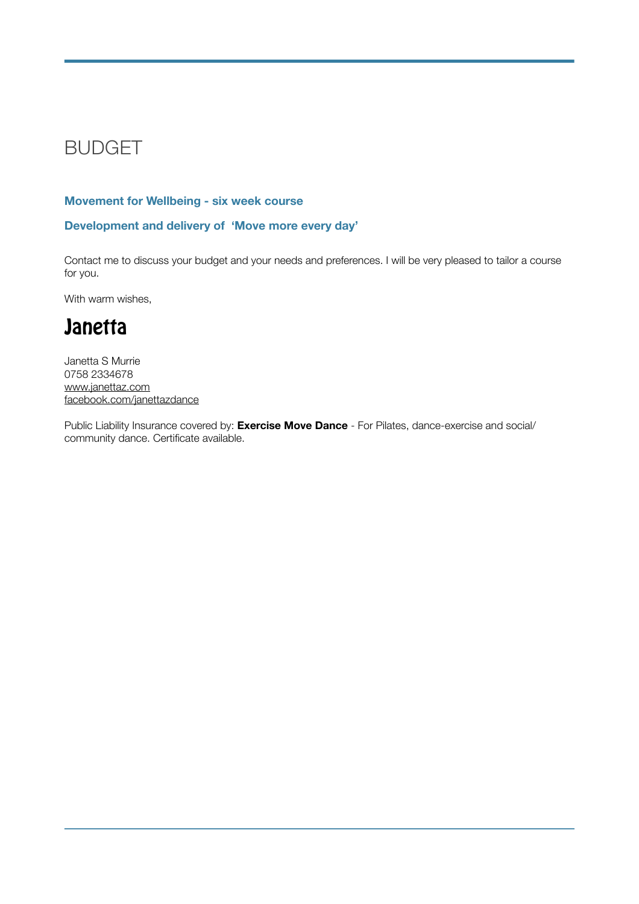# BUDGET

### Movement for Wellbeing - six week course

### Development and delivery of  'Move more every day'

Contact me to discuss your budget and your needs and preferences. I will be very pleased to tailor a course for you.

With warm wishes,

**Janetta**

Janetta S Murrie
0758 2334678
www.janettaz.com
facebook.com/janettazdance

Public Liability Insurance covered by: **Exercise Move Dance** - For Pilates, dance-exercise and social/community dance. Certificate available.